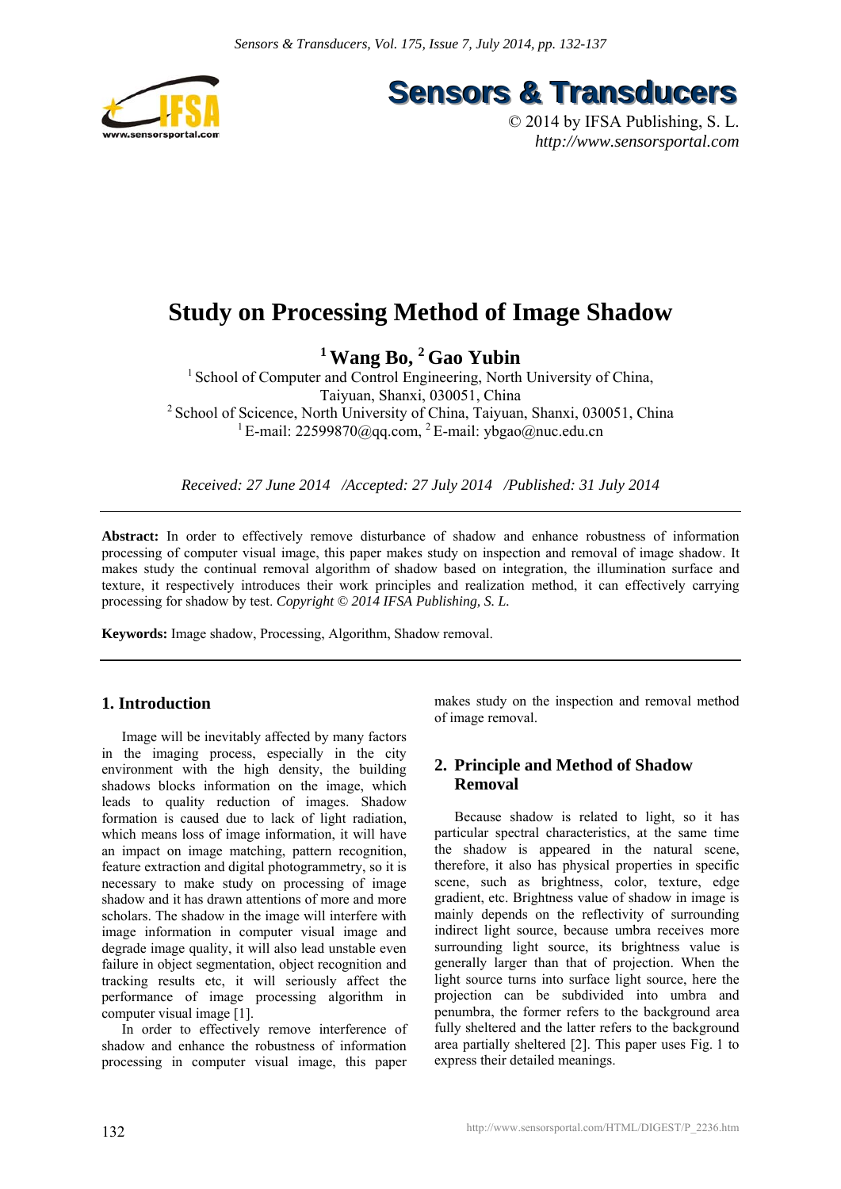# Study on Processing Method of Image Shadow

**[1] Wang Bo, [2] Gao Yubin**

[1] School of Computer and Control Engineering, North University of China, Taiyuan, Shanxi, 030051, China
[2] School of Scicence, North University of China, Taiyuan, Shanxi, 030051, China
[1] E-mail: 22599870@qq.com, [2] E-mail: ybgao@nuc.edu.cn

*Received: 27 June 2014 /Accepted: 27 July 2014 /Published: 31 July 2014*

---

**Abstract:** In order to effectively remove disturbance of shadow and enhance robustness of information processing of computer visual image, this paper makes study on inspection and removal of image shadow. It makes study the continual removal algorithm of shadow based on integration, the illumination surface and texture, it respectively introduces their work principles and realization method, it can effectively carrying processing for shadow by test. *Copyright © 2014 IFSA Publishing, S. L.*

**Keywords:** Image shadow, Processing, Algorithm, Shadow removal.

---

## 1. Introduction

Image will be inevitably affected by many factors in the imaging process, especially in the city environment with the high density, the building shadows blocks information on the image, which leads to quality reduction of images. Shadow formation is caused due to lack of light radiation, which means loss of image information, it will have an impact on image matching, pattern recognition, feature extraction and digital photogrammetry, so it is necessary to make study on processing of image shadow and it has drawn attentions of more and more scholars. The shadow in the image will interfere with image information in computer visual image and degrade image quality, it will also lead unstable even failure in object segmentation, object recognition and tracking results etc, it will seriously affect the performance of image processing algorithm in computer visual image [1].

In order to effectively remove interference of shadow and enhance the robustness of information processing in computer visual image, this paper makes study on the inspection and removal method of image removal.

## 2. Principle and Method of Shadow Removal

Because shadow is related to light, so it has particular spectral characteristics, at the same time the shadow is appeared in the natural scene, therefore, it also has physical properties in specific scene, such as brightness, color, texture, edge gradient, etc. Brightness value of shadow in image is mainly depends on the reflectivity of surrounding indirect light source, because umbra receives more surrounding light source, its brightness value is generally larger than that of projection. When the light source turns into surface light source, here the projection can be subdivided into umbra and penumbra, the former refers to the background area fully sheltered and the latter refers to the background area partially sheltered [2]. This paper uses Fig. 1 to express their detailed meanings.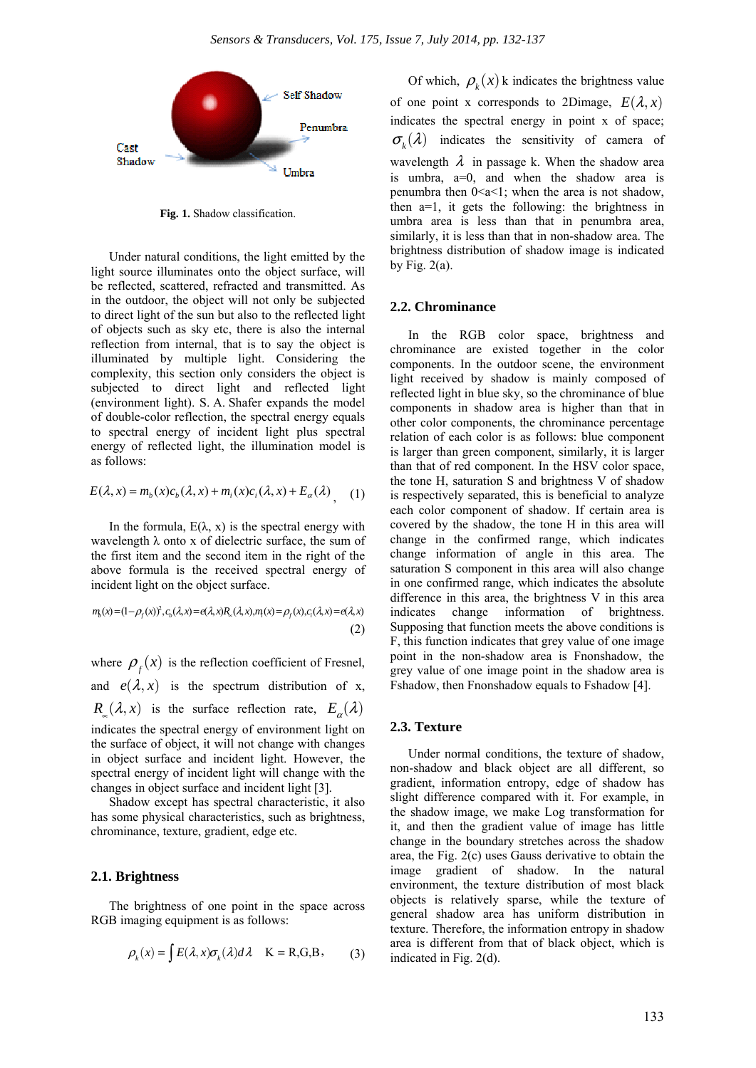Fig. 1. Shadow classification.

Under natural conditions, the light emitted by the light source illuminates onto the object surface, will be reflected, scattered, refracted and transmitted. As in the outdoor, the object will not only be subjected to direct light of the sun but also to the reflected light of objects such as sky etc, there is also the internal reflection from internal, that is to say the object is illuminated by multiple light. Considering the complexity, this section only considers the object is subjected to direct light and reflected light (environment light). S. A. Shafer expands the model of double-color reflection, the spectral energy equals to spectral energy of incident light plus spectral energy of reflected light, the illumination model is as follows:

$$E(\lambda, x) = m_b(x)c_b(\lambda, x) + m_i(x)c_i(\lambda, x) + E_\alpha(\lambda) \quad (1)$$

In the formula, E(λ, x) is the spectral energy with wavelength λ onto x of dielectric surface, the sum of the first item and the second item in the right of the above formula is the received spectral energy of incident light on the object surface.

$$m_b(x) = (1-\rho_f(x))^2, c_b(\lambda,x) = e(\lambda,x)R_\infty(\lambda,x), m_i(x) = \rho_f(x), c_i(\lambda,x) = e(\lambda,x) \quad (2)$$

where $\rho_f(x)$ is the reflection coefficient of Fresnel, and $e(\lambda, x)$ is the spectrum distribution of x, $R_\infty(\lambda, x)$ is the surface reflection rate, $E_\alpha(\lambda)$ indicates the spectral energy of environment light on the surface of object, it will not change with changes in object surface and incident light. However, the spectral energy of incident light will change with the changes in object surface and incident light [3].

Shadow except has spectral characteristic, it also has some physical characteristics, such as brightness, chrominance, texture, gradient, edge etc.

### 2.1. Brightness

The brightness of one point in the space across RGB imaging equipment is as follows:

$$\rho_k(x) = \int E(\lambda, x)\sigma_k(\lambda)d\lambda \quad \text{K = R,G,B}, \quad (3)$$

Of which, $\rho_k(x)$ k indicates the brightness value of one point x corresponds to 2Dimage, $E(\lambda, x)$ indicates the spectral energy in point x of space; $\sigma_k(\lambda)$ indicates the sensitivity of camera of wavelength $\lambda$ in passage k. When the shadow area is umbra, a=0, and when the shadow area is penumbra then 0<a<1; when the area is not shadow, then a=1, it gets the following: the brightness in umbra area is less than that in penumbra area, similarly, it is less than that in non-shadow area. The brightness distribution of shadow image is indicated by Fig. 2(a).

### 2.2. Chrominance

In the RGB color space, brightness and chrominance are existed together in the color components. In the outdoor scene, the environment light received by shadow is mainly composed of reflected light in blue sky, so the chrominance of blue components in shadow area is higher than that in other color components, the chrominance percentage relation of each color is as follows: blue component is larger than green component, similarly, it is larger than that of red component. In the HSV color space, the tone H, saturation S and brightness V of shadow is respectively separated, this is beneficial to analyze each color component of shadow. If certain area is covered by the shadow, the tone H in this area will change in the confirmed range, which indicates change information of angle in this area. The saturation S component in this area will also change in one confirmed range, which indicates the absolute difference in this area, the brightness V in this area indicates change information of brightness. Supposing that function meets the above conditions is F, this function indicates that grey value of one image point in the non-shadow area is Fnonshadow, the grey value of one image point in the shadow area is Fshadow, then Fnonshadow equals to Fshadow [4].

### 2.3. Texture

Under normal conditions, the texture of shadow, non-shadow and black object are all different, so gradient, information entropy, edge of shadow has slight difference compared with it. For example, in the shadow image, we make Log transformation for it, and then the gradient value of image has little change in the boundary stretches across the shadow area, the Fig. 2(c) uses Gauss derivative to obtain the image gradient of shadow. In the natural environment, the texture distribution of most black objects is relatively sparse, while the texture of general shadow area has uniform distribution in texture. Therefore, the information entropy in shadow area is different from that of black object, which is indicated in Fig. 2(d).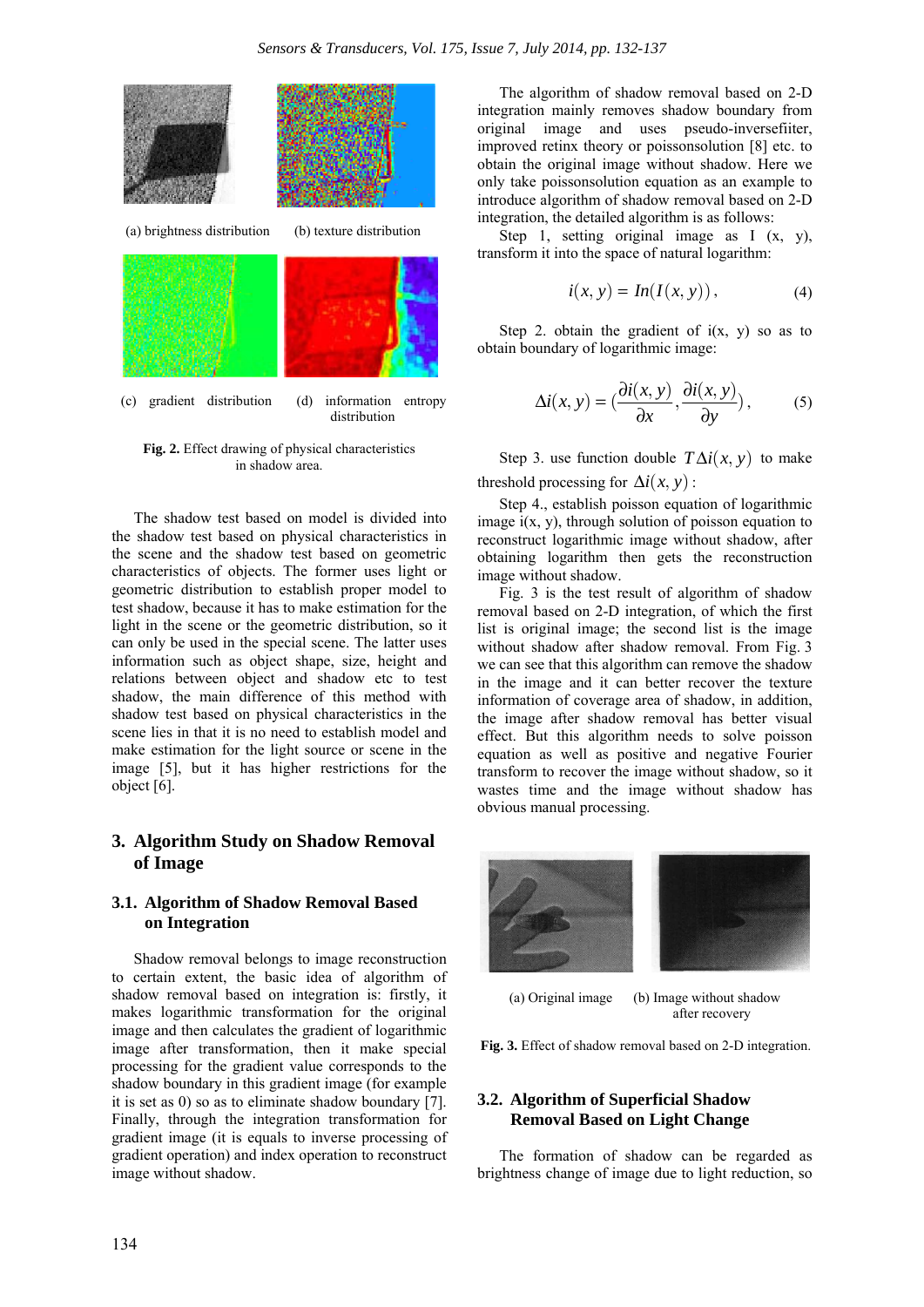(a) brightness distribution (b) texture distribution

(c) gradient distribution (d) information entropy distribution

**Fig. 2.** Effect drawing of physical characteristics in shadow area.

The shadow test based on model is divided into the shadow test based on physical characteristics in the scene and the shadow test based on geometric characteristics of objects. The former uses light or geometric distribution to establish proper model to test shadow, because it has to make estimation for the light in the scene or the geometric distribution, so it can only be used in the special scene. The latter uses information such as object shape, size, height and relations between object and shadow etc to test shadow, the main difference of this method with shadow test based on physical characteristics in the scene lies in that it is no need to establish model and make estimation for the light source or scene in the image [5], but it has higher restrictions for the object [6].

## 3. Algorithm Study on Shadow Removal of Image

### 3.1. Algorithm of Shadow Removal Based on Integration

Shadow removal belongs to image reconstruction to certain extent, the basic idea of algorithm of shadow removal based on integration is: firstly, it makes logarithmic transformation for the original image and then calculates the gradient of logarithmic image after transformation, then it make special processing for the gradient value corresponds to the shadow boundary in this gradient image (for example it is set as 0) so as to eliminate shadow boundary [7]. Finally, through the integration transformation for gradient image (it is equals to inverse processing of gradient operation) and index operation to reconstruct image without shadow.

The algorithm of shadow removal based on 2-D integration mainly removes shadow boundary from original image and uses pseudo-inversefiiter, improved retinx theory or poissonsolution [8] etc. to obtain the original image without shadow. Here we only take poissonsolution equation as an example to introduce algorithm of shadow removal based on 2-D integration, the detailed algorithm is as follows:

Step 1, setting original image as I (x, y), transform it into the space of natural logarithm:

$$i(x,y) = In(I(x,y)), \quad (4)$$

Step 2. obtain the gradient of i(x, y) so as to obtain boundary of logarithmic image:

$$\Delta i(x,y) = (\frac{\partial i(x,y)}{\partial x}, \frac{\partial i(x,y)}{\partial y}), \quad (5)$$

Step 3. use function double $T\Delta i(x,y)$ to make threshold processing for $\Delta i(x,y)$:

Step 4., establish poisson equation of logarithmic image i(x, y), through solution of poisson equation to reconstruct logarithmic image without shadow, after obtaining logarithm then gets the reconstruction image without shadow.

Fig. 3 is the test result of algorithm of shadow removal based on 2-D integration, of which the first list is original image; the second list is the image without shadow after shadow removal. From Fig. 3 we can see that this algorithm can remove the shadow in the image and it can better recover the texture information of coverage area of shadow, in addition, the image after shadow removal has better visual effect. But this algorithm needs to solve poisson equation as well as positive and negative Fourier transform to recover the image without shadow, so it wastes time and the image without shadow has obvious manual processing.

(a) Original image (b) Image without shadow after recovery

**Fig. 3.** Effect of shadow removal based on 2-D integration.

### 3.2. Algorithm of Superficial Shadow Removal Based on Light Change

The formation of shadow can be regarded as brightness change of image due to light reduction, so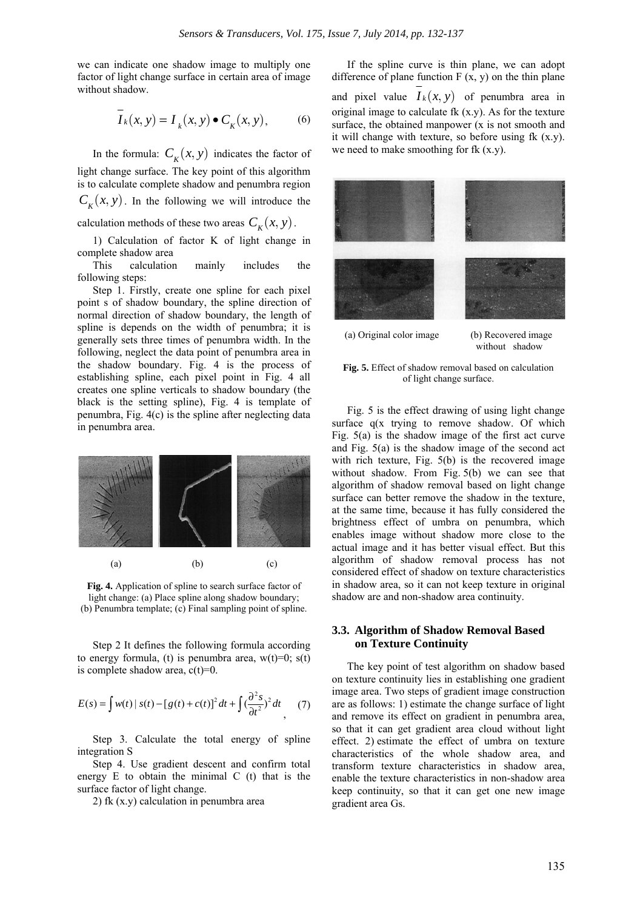we can indicate one shadow image to multiply one factor of light change surface in certain area of image without shadow.

$$\overline{I}_k(x,y) = I_k(x,y) \bullet C_K(x,y), \quad (6)$$

In the formula: $C_K(x,y)$ indicates the factor of light change surface. The key point of this algorithm is to calculate complete shadow and penumbra region $C_K(x,y)$. In the following we will introduce the calculation methods of these two areas $C_K(x,y)$.

1) Calculation of factor K of light change in complete shadow area

This calculation mainly includes the following steps:

Step 1. Firstly, create one spline for each pixel point s of shadow boundary, the spline direction of normal direction of shadow boundary, the length of spline is depends on the width of penumbra; it is generally sets three times of penumbra width. In the following, neglect the data point of penumbra area in the shadow boundary. Fig. 4 is the process of establishing spline, each pixel point in Fig. 4 all creates one spline verticals to shadow boundary (the black is the setting spline), Fig. 4 is template of penumbra, Fig. 4(c) is the spline after neglecting data in penumbra area.

(a) (b) (c)

**Fig. 4.** Application of spline to search surface factor of light change: (a) Place spline along shadow boundary; (b) Penumbra template; (c) Final sampling point of spline.

Step 2 It defines the following formula according to energy formula, (t) is penumbra area, w(t)=0; s(t) is complete shadow area, c(t)=0.

$$E(s) = \int w(t)\,|\,s(t) - [g(t) + c(t)]^2 dt + \int (\frac{\partial^2 s}{\partial t^2})^2 dt \quad , \quad (7)$$

Step 3. Calculate the total energy of spline integration S

Step 4. Use gradient descent and confirm total energy E to obtain the minimal C (t) that is the surface factor of light change.

2) fk (x.y) calculation in penumbra area

If the spline curve is thin plane, we can adopt difference of plane function F (x, y) on the thin plane and pixel value $\overline{I}_k(x,y)$ of penumbra area in original image to calculate fk (x.y). As for the texture surface, the obtained manpower (x is not smooth and it will change with texture, so before using fk (x.y). we need to make smoothing for fk (x.y).

(a) Original color image (b) Recovered image without shadow

**Fig. 5.** Effect of shadow removal based on calculation of light change surface.

Fig. 5 is the effect drawing of using light change surface q(x trying to remove shadow. Of which Fig. 5(a) is the shadow image of the first act curve and Fig. 5(a) is the shadow image of the secoend act with rich texture, Fig. 5(b) is the recovered image without shadow. From Fig. 5(b) we can see that algorithm of shadow removal based on light change surface can better remove the shadow in the texture, at the same time, because it has fully considered the brightness effect of umbra on penumbra, which enables image without shadow more close to the actual image and it has better visual effect. But this algorithm of shadow removal process has not considered effect of shadow on texture characteristics in shadow area, so it can not keep texture in original shadow are and non-shadow area continuity.

### 3.3. Algorithm of Shadow Removal Based on Texture Continuity

The key point of test algorithm on shadow based on texture continuity lies in establishing one gradient image area. Two steps of gradient image construction are as follows: 1) estimate the change surface of light and remove its effect on gradient in penumbra area, so that it can get gradient area cloud without light effect. 2) estimate the effect of umbra on texture characteristics of the whole shadow area, and transform texture characteristics in shadow area, enable the texture characteristics in non-shadow area keep continuity, so that it can get one new image gradient area Gs.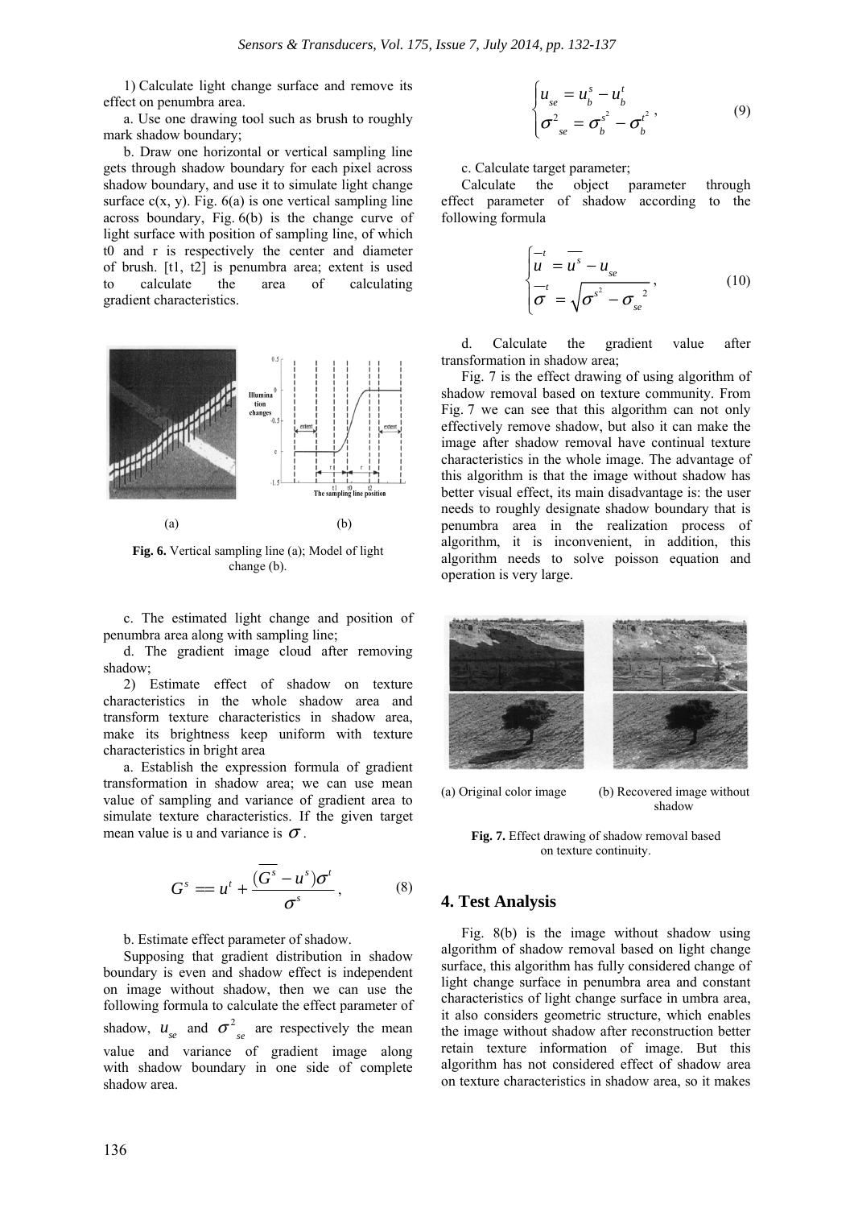1) Calculate light change surface and remove its effect on penumbra area.

a. Use one drawing tool such as brush to roughly mark shadow boundary;

b. Draw one horizontal or vertical sampling line gets through shadow boundary for each pixel across shadow boundary, and use it to simulate light change surface c(x, y). Fig. 6(a) is one vertical sampling line across boundary, Fig. 6(b) is the change curve of light surface with position of sampling line, of which t0 and r is respectively the center and diameter of brush. [t1, t2] is penumbra area; extent is used to calculate the area of calculating gradient characteristics.

(a) (b)

**Fig. 6.** Vertical sampling line (a); Model of light change (b).

c. The estimated light change and position of penumbra area along with sampling line;

d. The gradient image cloud after removing shadow;

2) Estimate effect of shadow on texture characteristics in the whole shadow area and transform texture characteristics in shadow area, make its brightness keep uniform with texture characteristics in bright area

a. Establish the expression formula of gradient transformation in shadow area; we can use mean value of sampling and variance of gradient area to simulate texture characteristics. If the given target mean value is u and variance is $\sigma$.

$$G^s == u^t + \frac{(\overline{G^s} - u^s)\sigma^t}{\sigma^s}, \tag{8}$$

b. Estimate effect parameter of shadow.

Supposing that gradient distribution in shadow boundary is even and shadow effect is independent on image without shadow, then we can use the following formula to calculate the effect parameter of shadow, $u_{se}$ and $\sigma^2{}_{se}$ are respectively the mean value and variance of gradient image along with shadow boundary in one side of complete shadow area.

$$\begin{cases} u_{se} = u_b^s - u_b^t \\ \sigma^2{}_{se} = \sigma_b^{s^2} - \sigma_b^{t^2} \end{cases}, \tag{9}$$

c. Calculate target parameter;

Calculate the object parameter through effect parameter of shadow according to the following formula

$$\begin{cases} \overline{u}^t = \overline{u^s} - u_{se} \\ \overline{\sigma}^t = \sqrt{\sigma^{s^2} - \sigma_{se}{}^2} \end{cases}, \tag{10}$$

d. Calculate the gradient value after transformation in shadow area;

Fig. 7 is the effect drawing of using algorithm of shadow removal based on texture community. From Fig. 7 we can see that this algorithm can not only effectively remove shadow, but also it can make the image after shadow removal have continual texture characteristics in the whole image. The advantage of this algorithm is that the image without shadow has better visual effect, its main disadvantage is: the user needs to roughly designate shadow boundary that is penumbra area in the realization process of algorithm, it is inconvenient, in addition, this algorithm needs to solve poisson equation and operation is very large.

(a) Original color image (b) Recovered image without shadow

**Fig. 7.** Effect drawing of shadow removal based on texture continuity.

## 4. Test Analysis

Fig. 8(b) is the image without shadow using algorithm of shadow removal based on light change surface, this algorithm has fully considered change of light change surface in penumbra area and constant characteristics of light change surface in umbra area, it also considers geometric structure, which enables the image without shadow after reconstruction better retain texture information of image. But this algorithm has not considered effect of shadow area on texture characteristics in shadow area, so it makes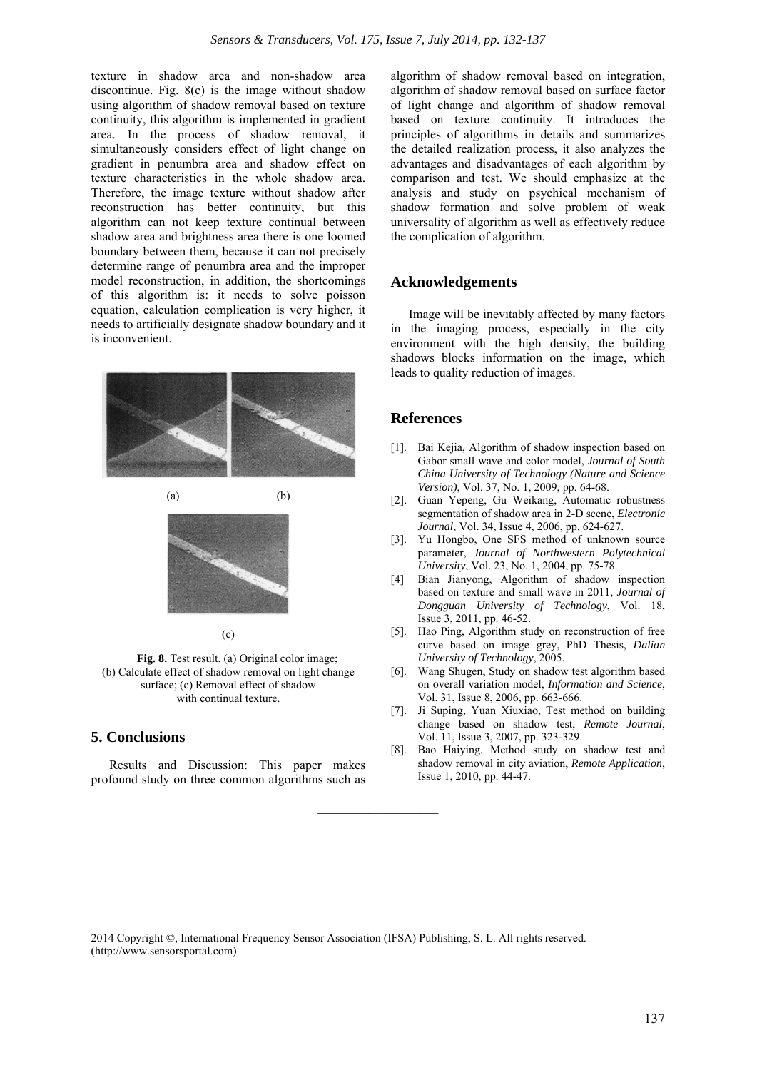texture in shadow area and non-shadow area discontinue. Fig. 8(c) is the image without shadow using algorithm of shadow removal based on texture continuity, this algorithm is implemented in gradient area. In the process of shadow removal, it simultaneously considers effect of light change on gradient in penumbra area and shadow effect on texture characteristics in the whole shadow area. Therefore, the image texture without shadow after reconstruction has better continuity, but this algorithm can not keep texture continual between shadow area and brightness area there is one loomed boundary between them, because it can not precisely determine range of penumbra area and the improper model reconstruction, in addition, the shortcomings of this algorithm is: it needs to solve poisson equation, calculation complication is very higher, it needs to artificially designate shadow boundary and it is inconvenient.

(a) (b)

(c)

**Fig. 8.** Test result. (a) Original color image; (b) Calculate effect of shadow removal on light change surface; (c) Removal effect of shadow with continual texture.

## 5. Conclusions

Results and Discussion: This paper makes profound study on three common algorithms such as algorithm of shadow removal based on integration, algorithm of shadow removal based on surface factor of light change and algorithm of shadow removal based on texture continuity. It introduces the principles of algorithms in details and summarizes the detailed realization process, it also analyzes the advantages and disadvantages of each algorithm by comparison and test. We should emphasize at the analysis and study on psychical mechanism of shadow formation and solve problem of weak universality of algorithm as well as effectively reduce the complication of algorithm.

## Acknowledgements

Image will be inevitably affected by many factors in the imaging process, especially in the city environment with the high density, the building shadows blocks information on the image, which leads to quality reduction of images.

## References

[1]. Bai Kejia, Algorithm of shadow inspection based on Gabor small wave and color model, *Journal of South China University of Technology (Nature and Science Version)*, Vol. 37, No. 1, 2009, pp. 64-68.

[2]. Guan Yepeng, Gu Weikang, Automatic robustness segmentation of shadow area in 2-D scene, *Electronic Journal*, Vol. 34, Issue 4, 2006, pp. 624-627.

[3]. Yu Hongbo, One SFS method of unknown source parameter, *Journal of Northwestern Polytechnical University*, Vol. 23, No. 1, 2004, pp. 75-78.

[4] Bian Jianyong, Algorithm of shadow inspection based on texture and small wave in 2011, *Journal of Dongguan University of Technology*, Vol. 18, Issue 3, 2011, pp. 46-52.

[5]. Hao Ping, Algorithm study on reconstruction of free curve based on image grey, PhD Thesis, *Dalian University of Technology*, 2005.

[6]. Wang Shugen, Study on shadow test algorithm based on overall variation model, *Information and Science*, Vol. 31, Issue 8, 2006, pp. 663-666.

[7]. Ji Suping, Yuan Xiuxiao, Test method on building change based on shadow test, *Remote Journal*, Vol. 11, Issue 3, 2007, pp. 323-329.

[8]. Bao Haiying, Method study on shadow test and shadow removal in city aviation, *Remote Application*, Issue 1, 2010, pp. 44-47.

---

2014 Copyright ©, International Frequency Sensor Association (IFSA) Publishing, S. L. All rights reserved. (http://www.sensorsportal.com)